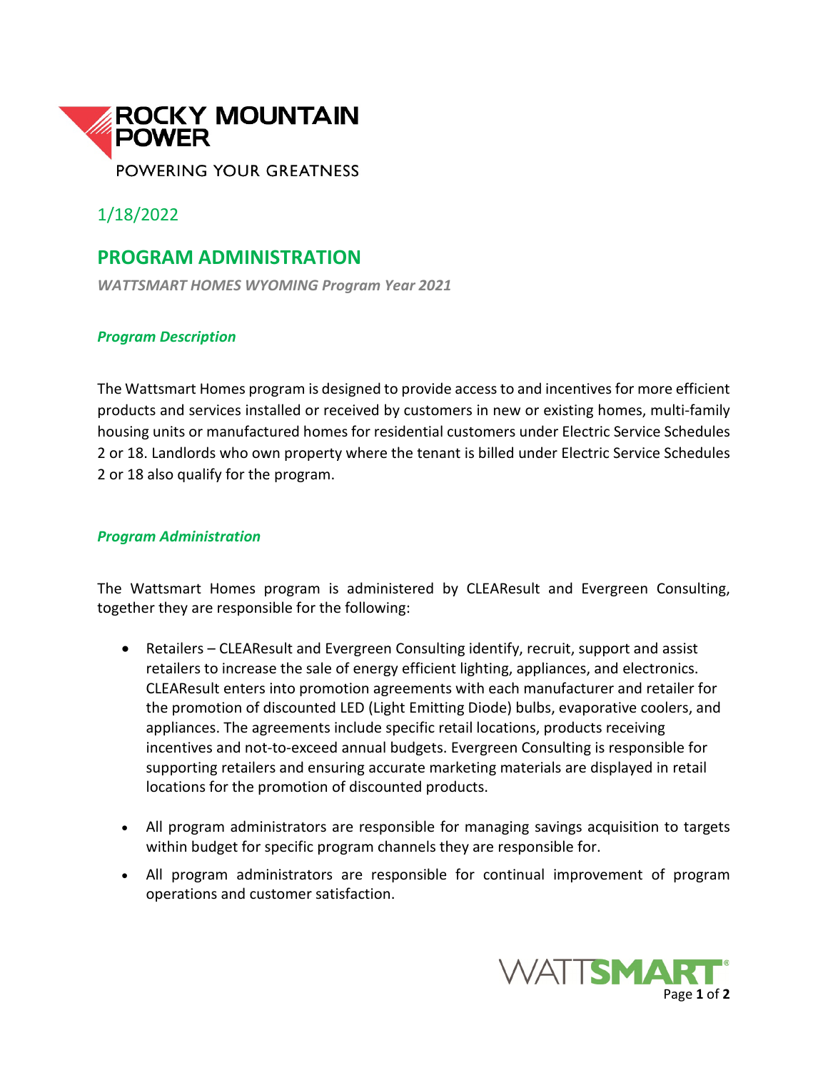ROCKY MOUNTAIN POWER

POWERING YOUR GREATNESS

1/18/2022

# PROGRAM ADMINISTRATION

***WATTSMART HOMES WYOMING Program Year 2021***

### *Program Description*

The Wattsmart Homes program is designed to provide access to and incentives for more efficient products and services installed or received by customers in new or existing homes, multi-family housing units or manufactured homes for residential customers under Electric Service Schedules 2 or 18. Landlords who own property where the tenant is billed under Electric Service Schedules 2 or 18 also qualify for the program.

### *Program Administration*

The Wattsmart Homes program is administered by CLEAResult and Evergreen Consulting, together they are responsible for the following:

- Retailers – CLEAResult and Evergreen Consulting identify, recruit, support and assist retailers to increase the sale of energy efficient lighting, appliances, and electronics. CLEAResult enters into promotion agreements with each manufacturer and retailer for the promotion of discounted LED (Light Emitting Diode) bulbs, evaporative coolers, and appliances. The agreements include specific retail locations, products receiving incentives and not-to-exceed annual budgets. Evergreen Consulting is responsible for supporting retailers and ensuring accurate marketing materials are displayed in retail locations for the promotion of discounted products.
- All program administrators are responsible for managing savings acquisition to targets within budget for specific program channels they are responsible for.
- All program administrators are responsible for continual improvement of program operations and customer satisfaction.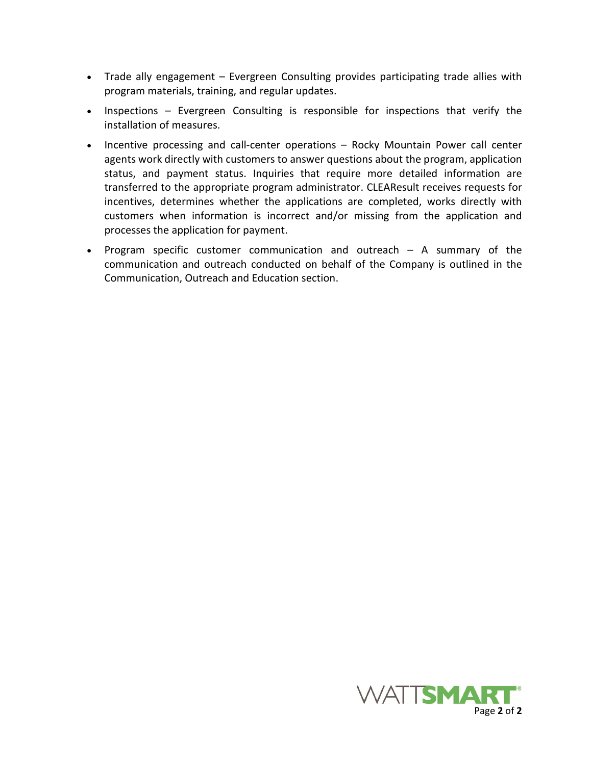- Trade ally engagement – Evergreen Consulting provides participating trade allies with program materials, training, and regular updates.
- Inspections – Evergreen Consulting is responsible for inspections that verify the installation of measures.
- Incentive processing and call-center operations – Rocky Mountain Power call center agents work directly with customers to answer questions about the program, application status, and payment status. Inquiries that require more detailed information are transferred to the appropriate program administrator. CLEAResult receives requests for incentives, determines whether the applications are completed, works directly with customers when information is incorrect and/or missing from the application and processes the application for payment.
- Program specific customer communication and outreach – A summary of the communication and outreach conducted on behalf of the Company is outlined in the Communication, Outreach and Education section.